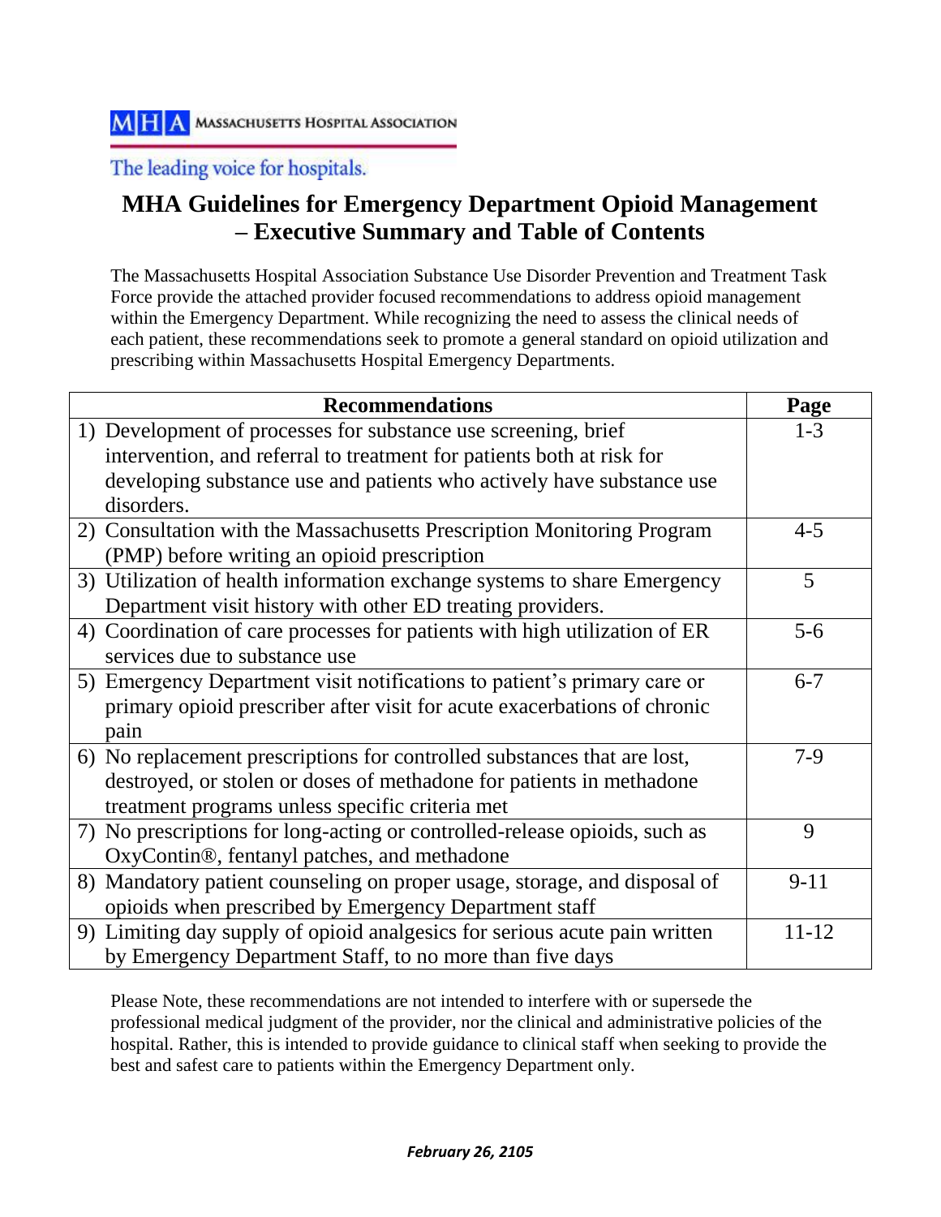MASSACHUSETTS HOSPITAL ASSOCIATION

The leading voice for hospitals.

# MHA Guidelines for Emergency Department Opioid Management – Executive Summary and Table of Contents

The Massachusetts Hospital Association Substance Use Disorder Prevention and Treatment Task Force provide the attached provider focused recommendations to address opioid management within the Emergency Department. While recognizing the need to assess the clinical needs of each patient, these recommendations seek to promote a general standard on opioid utilization and prescribing within Massachusetts Hospital Emergency Departments.

| Recommendations | Page |
| --- | --- |
| 1) Development of processes for substance use screening, brief intervention, and referral to treatment for patients both at risk for developing substance use and patients who actively have substance use disorders. | 1-3 |
| 2) Consultation with the Massachusetts Prescription Monitoring Program (PMP) before writing an opioid prescription | 4-5 |
| 3) Utilization of health information exchange systems to share Emergency Department visit history with other ED treating providers. | 5 |
| 4) Coordination of care processes for patients with high utilization of ER services due to substance use | 5-6 |
| 5) Emergency Department visit notifications to patient's primary care or primary opioid prescriber after visit for acute exacerbations of chronic pain | 6-7 |
| 6) No replacement prescriptions for controlled substances that are lost, destroyed, or stolen or doses of methadone for patients in methadone treatment programs unless specific criteria met | 7-9 |
| 7) No prescriptions for long-acting or controlled-release opioids, such as OxyContin®, fentanyl patches, and methadone | 9 |
| 8) Mandatory patient counseling on proper usage, storage, and disposal of opioids when prescribed by Emergency Department staff | 9-11 |
| 9) Limiting day supply of opioid analgesics for serious acute pain written by Emergency Department Staff, to no more than five days | 11-12 |

Please Note, these recommendations are not intended to interfere with or supersede the professional medical judgment of the provider, nor the clinical and administrative policies of the hospital. Rather, this is intended to provide guidance to clinical staff when seeking to provide the best and safest care to patients within the Emergency Department only.

***February 26, 2105***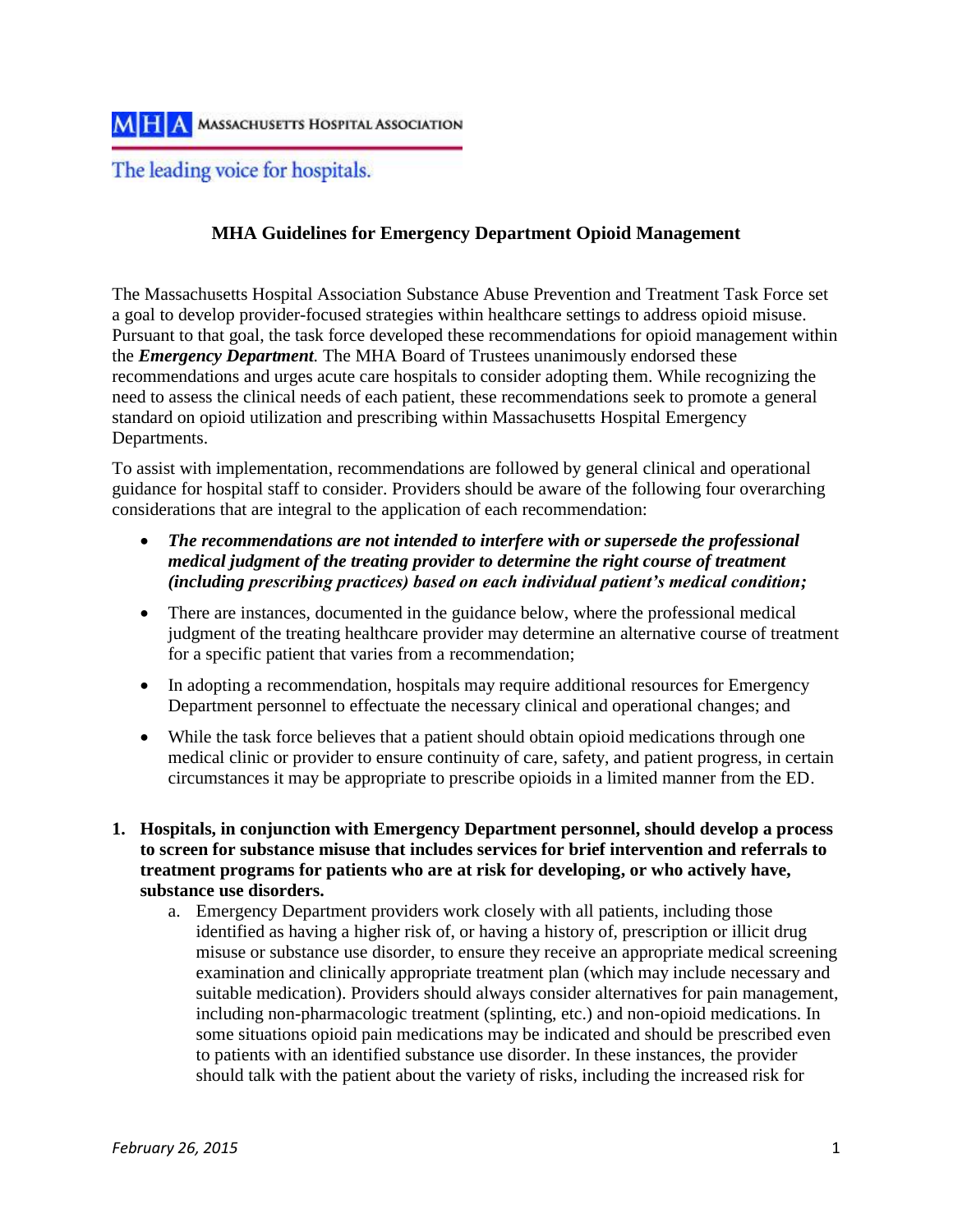MASSACHUSETTS HOSPITAL ASSOCIATION

The leading voice for hospitals.

## MHA Guidelines for Emergency Department Opioid Management

The Massachusetts Hospital Association Substance Abuse Prevention and Treatment Task Force set a goal to develop provider-focused strategies within healthcare settings to address opioid misuse. Pursuant to that goal, the task force developed these recommendations for opioid management within the ***Emergency Department***. The MHA Board of Trustees unanimously endorsed these recommendations and urges acute care hospitals to consider adopting them. While recognizing the need to assess the clinical needs of each patient, these recommendations seek to promote a general standard on opioid utilization and prescribing within Massachusetts Hospital Emergency Departments.

To assist with implementation, recommendations are followed by general clinical and operational guidance for hospital staff to consider. Providers should be aware of the following four overarching considerations that are integral to the application of each recommendation:

- ***The recommendations are not intended to interfere with or supersede the professional medical judgment of the treating provider to determine the right course of treatment (including prescribing practices) based on each individual patient's medical condition;***
- There are instances, documented in the guidance below, where the professional medical judgment of the treating healthcare provider may determine an alternative course of treatment for a specific patient that varies from a recommendation;
- In adopting a recommendation, hospitals may require additional resources for Emergency Department personnel to effectuate the necessary clinical and operational changes; and
- While the task force believes that a patient should obtain opioid medications through one medical clinic or provider to ensure continuity of care, safety, and patient progress, in certain circumstances it may be appropriate to prescribe opioids in a limited manner from the ED.

1. **Hospitals, in conjunction with Emergency Department personnel, should develop a process to screen for substance misuse that includes services for brief intervention and referrals to treatment programs for patients who are at risk for developing, or who actively have, substance use disorders.**
   a. Emergency Department providers work closely with all patients, including those identified as having a higher risk of, or having a history of, prescription or illicit drug misuse or substance use disorder, to ensure they receive an appropriate medical screening examination and clinically appropriate treatment plan (which may include necessary and suitable medication). Providers should always consider alternatives for pain management, including non-pharmacologic treatment (splinting, etc.) and non-opioid medications. In some situations opioid pain medications may be indicated and should be prescribed even to patients with an identified substance use disorder. In these instances, the provider should talk with the patient about the variety of risks, including the increased risk for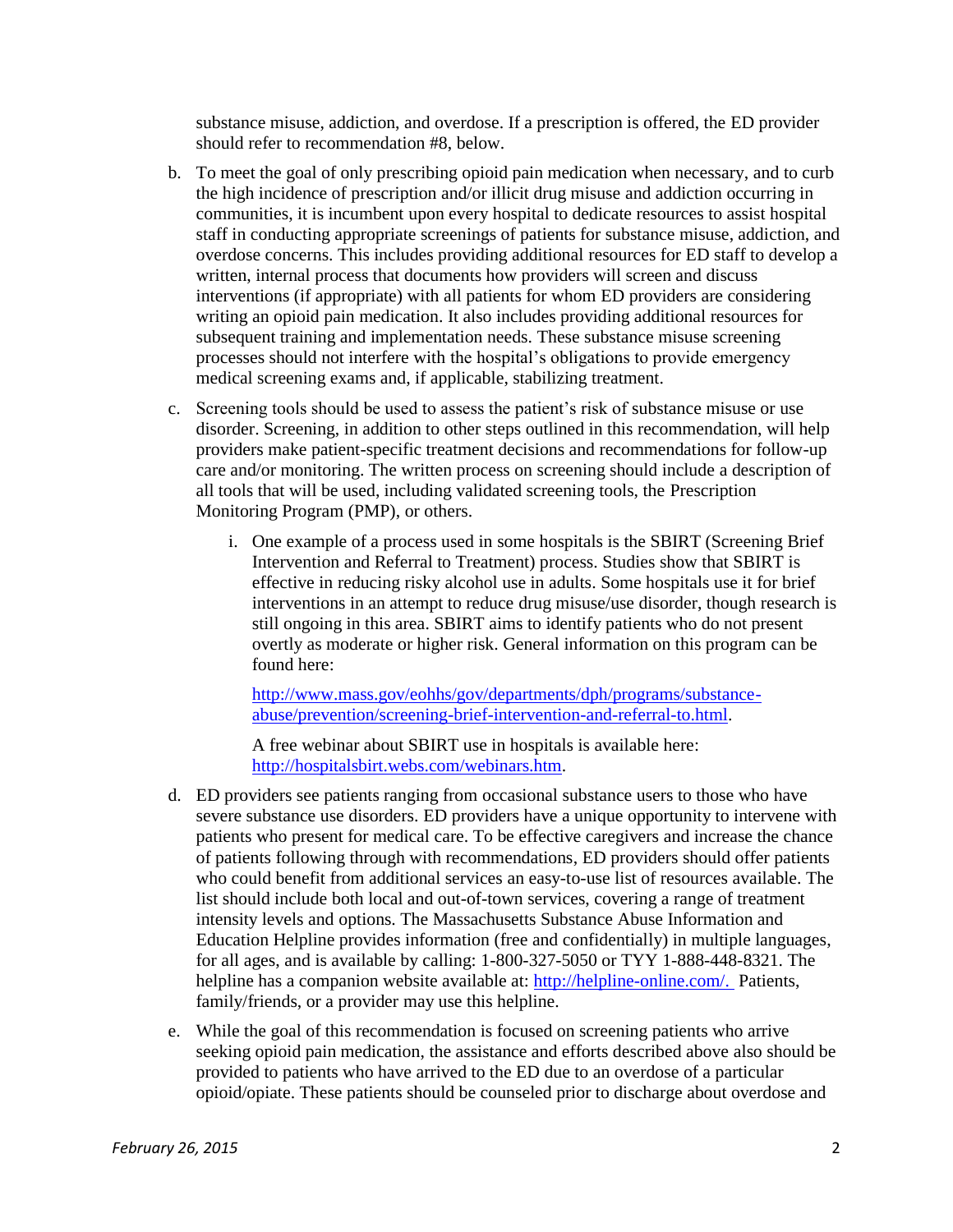substance misuse, addiction, and overdose. If a prescription is offered, the ED provider should refer to recommendation #8, below.

b. To meet the goal of only prescribing opioid pain medication when necessary, and to curb the high incidence of prescription and/or illicit drug misuse and addiction occurring in communities, it is incumbent upon every hospital to dedicate resources to assist hospital staff in conducting appropriate screenings of patients for substance misuse, addiction, and overdose concerns. This includes providing additional resources for ED staff to develop a written, internal process that documents how providers will screen and discuss interventions (if appropriate) with all patients for whom ED providers are considering writing an opioid pain medication. It also includes providing additional resources for subsequent training and implementation needs. These substance misuse screening processes should not interfere with the hospital's obligations to provide emergency medical screening exams and, if applicable, stabilizing treatment.

c. Screening tools should be used to assess the patient's risk of substance misuse or use disorder. Screening, in addition to other steps outlined in this recommendation, will help providers make patient-specific treatment decisions and recommendations for follow-up care and/or monitoring. The written process on screening should include a description of all tools that will be used, including validated screening tools, the Prescription Monitoring Program (PMP), or others.

   i. One example of a process used in some hospitals is the SBIRT (Screening Brief Intervention and Referral to Treatment) process. Studies show that SBIRT is effective in reducing risky alcohol use in adults. Some hospitals use it for brief interventions in an attempt to reduce drug misuse/use disorder, though research is still ongoing in this area. SBIRT aims to identify patients who do not present overtly as moderate or higher risk. General information on this program can be found here:

      http://www.mass.gov/eohhs/gov/departments/dph/programs/substance-abuse/prevention/screening-brief-intervention-and-referral-to.html.

      A free webinar about SBIRT use in hospitals is available here: http://hospitalsbirt.webs.com/webinars.htm.

d. ED providers see patients ranging from occasional substance users to those who have severe substance use disorders. ED providers have a unique opportunity to intervene with patients who present for medical care. To be effective caregivers and increase the chance of patients following through with recommendations, ED providers should offer patients who could benefit from additional services an easy-to-use list of resources available. The list should include both local and out-of-town services, covering a range of treatment intensity levels and options. The Massachusetts Substance Abuse Information and Education Helpline provides information (free and confidentially) in multiple languages, for all ages, and is available by calling: 1-800-327-5050 or TYY 1-888-448-8321. The helpline has a companion website available at: http://helpline-online.com/. Patients, family/friends, or a provider may use this helpline.

e. While the goal of this recommendation is focused on screening patients who arrive seeking opioid pain medication, the assistance and efforts described above also should be provided to patients who have arrived to the ED due to an overdose of a particular opioid/opiate. These patients should be counseled prior to discharge about overdose and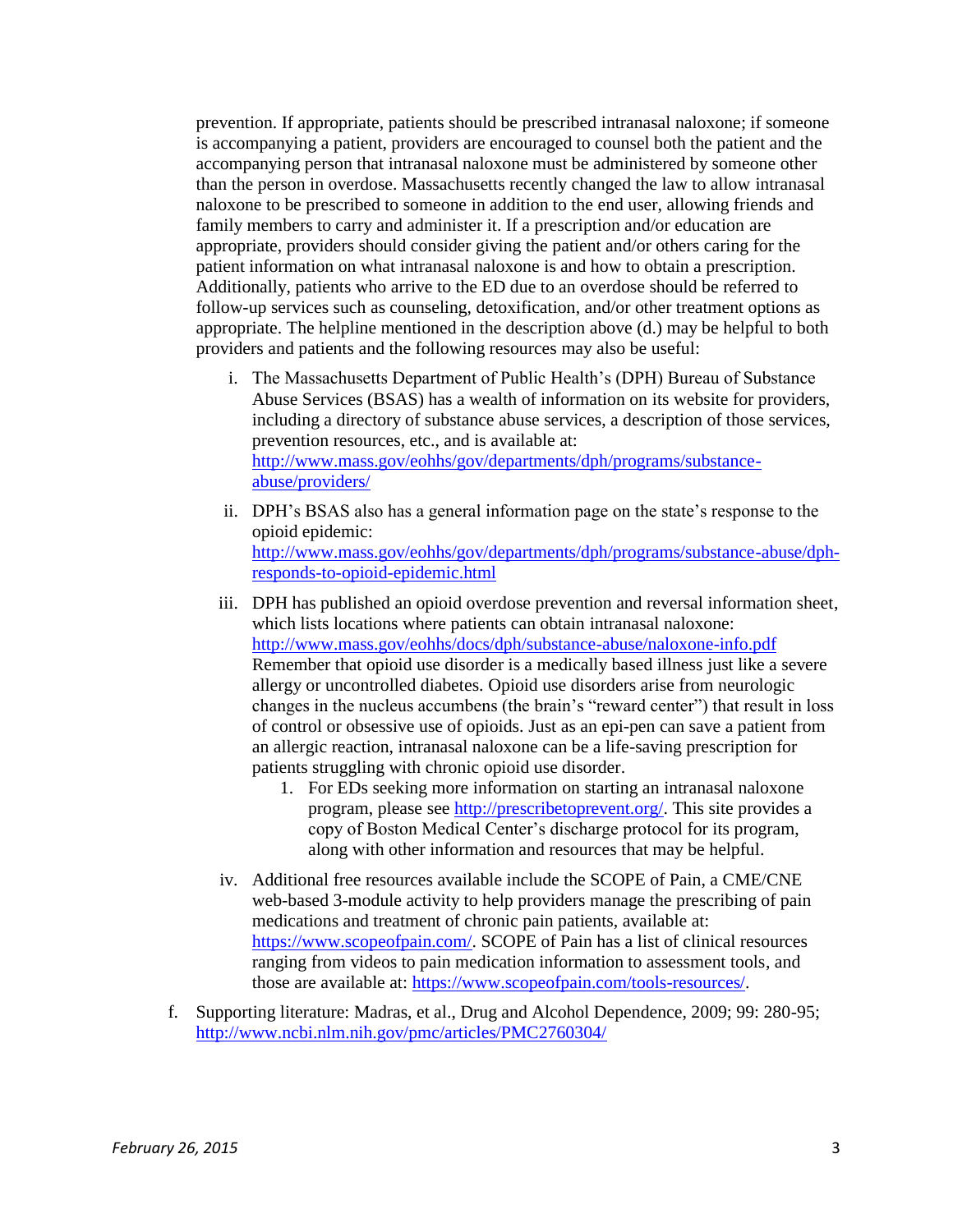prevention. If appropriate, patients should be prescribed intranasal naloxone; if someone is accompanying a patient, providers are encouraged to counsel both the patient and the accompanying person that intranasal naloxone must be administered by someone other than the person in overdose. Massachusetts recently changed the law to allow intranasal naloxone to be prescribed to someone in addition to the end user, allowing friends and family members to carry and administer it. If a prescription and/or education are appropriate, providers should consider giving the patient and/or others caring for the patient information on what intranasal naloxone is and how to obtain a prescription. Additionally, patients who arrive to the ED due to an overdose should be referred to follow-up services such as counseling, detoxification, and/or other treatment options as appropriate. The helpline mentioned in the description above (d.) may be helpful to both providers and patients and the following resources may also be useful:

i. The Massachusetts Department of Public Health's (DPH) Bureau of Substance Abuse Services (BSAS) has a wealth of information on its website for providers, including a directory of substance abuse services, a description of those services, prevention resources, etc., and is available at: http://www.mass.gov/eohhs/gov/departments/dph/programs/substance-abuse/providers/

ii. DPH's BSAS also has a general information page on the state's response to the opioid epidemic: http://www.mass.gov/eohhs/gov/departments/dph/programs/substance-abuse/dph-responds-to-opioid-epidemic.html

iii. DPH has published an opioid overdose prevention and reversal information sheet, which lists locations where patients can obtain intranasal naloxone: http://www.mass.gov/eohhs/docs/dph/substance-abuse/naloxone-info.pdf Remember that opioid use disorder is a medically based illness just like a severe allergy or uncontrolled diabetes. Opioid use disorders arise from neurologic changes in the nucleus accumbens (the brain's "reward center") that result in loss of control or obsessive use of opioids. Just as an epi-pen can save a patient from an allergic reaction, intranasal naloxone can be a life-saving prescription for patients struggling with chronic opioid use disorder.

   1. For EDs seeking more information on starting an intranasal naloxone program, please see http://prescribetoprevent.org/. This site provides a copy of Boston Medical Center's discharge protocol for its program, along with other information and resources that may be helpful.

iv. Additional free resources available include the SCOPE of Pain, a CME/CNE web-based 3-module activity to help providers manage the prescribing of pain medications and treatment of chronic pain patients, available at: https://www.scopeofpain.com/. SCOPE of Pain has a list of clinical resources ranging from videos to pain medication information to assessment tools, and those are available at: https://www.scopeofpain.com/tools-resources/.

f. Supporting literature: Madras, et al., Drug and Alcohol Dependence, 2009; 99: 280-95; http://www.ncbi.nlm.nih.gov/pmc/articles/PMC2760304/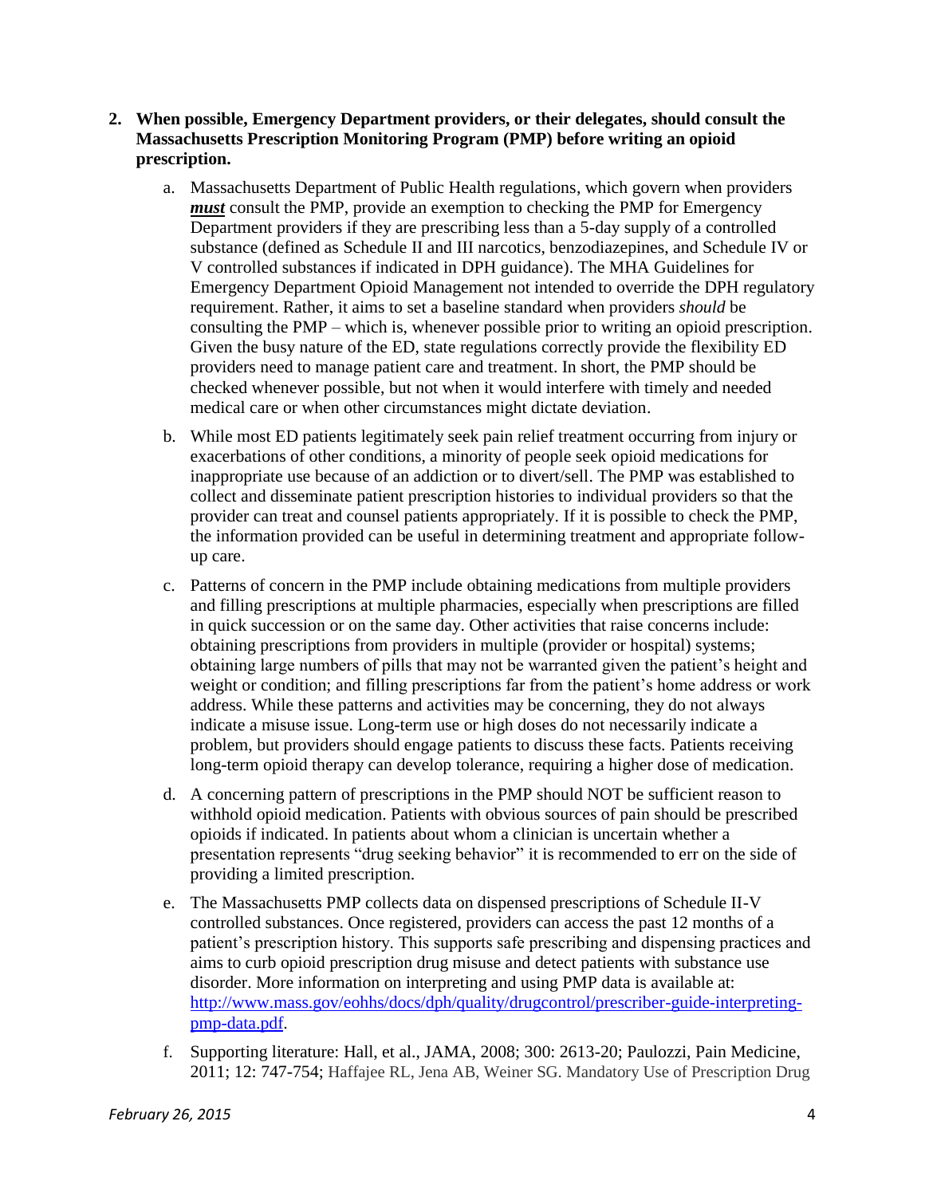2. **When possible, Emergency Department providers, or their delegates, should consult the Massachusetts Prescription Monitoring Program (PMP) before writing an opioid prescription.**

   a. Massachusetts Department of Public Health regulations, which govern when providers ***must*** consult the PMP, provide an exemption to checking the PMP for Emergency Department providers if they are prescribing less than a 5-day supply of a controlled substance (defined as Schedule II and III narcotics, benzodiazepines, and Schedule IV or V controlled substances if indicated in DPH guidance). The MHA Guidelines for Emergency Department Opioid Management not intended to override the DPH regulatory requirement. Rather, it aims to set a baseline standard when providers *should* be consulting the PMP – which is, whenever possible prior to writing an opioid prescription. Given the busy nature of the ED, state regulations correctly provide the flexibility ED providers need to manage patient care and treatment. In short, the PMP should be checked whenever possible, but not when it would interfere with timely and needed medical care or when other circumstances might dictate deviation.

   b. While most ED patients legitimately seek pain relief treatment occurring from injury or exacerbations of other conditions, a minority of people seek opioid medications for inappropriate use because of an addiction or to divert/sell. The PMP was established to collect and disseminate patient prescription histories to individual providers so that the provider can treat and counsel patients appropriately. If it is possible to check the PMP, the information provided can be useful in determining treatment and appropriate follow-up care.

   c. Patterns of concern in the PMP include obtaining medications from multiple providers and filling prescriptions at multiple pharmacies, especially when prescriptions are filled in quick succession or on the same day. Other activities that raise concerns include: obtaining prescriptions from providers in multiple (provider or hospital) systems; obtaining large numbers of pills that may not be warranted given the patient's height and weight or condition; and filling prescriptions far from the patient's home address or work address. While these patterns and activities may be concerning, they do not always indicate a misuse issue. Long-term use or high doses do not necessarily indicate a problem, but providers should engage patients to discuss these facts. Patients receiving long-term opioid therapy can develop tolerance, requiring a higher dose of medication.

   d. A concerning pattern of prescriptions in the PMP should NOT be sufficient reason to withhold opioid medication. Patients with obvious sources of pain should be prescribed opioids if indicated. In patients about whom a clinician is uncertain whether a presentation represents "drug seeking behavior" it is recommended to err on the side of providing a limited prescription.

   e. The Massachusetts PMP collects data on dispensed prescriptions of Schedule II-V controlled substances. Once registered, providers can access the past 12 months of a patient's prescription history. This supports safe prescribing and dispensing practices and aims to curb opioid prescription drug misuse and detect patients with substance use disorder. More information on interpreting and using PMP data is available at: [http://www.mass.gov/eohhs/docs/dph/quality/drugcontrol/prescriber-guide-interpreting-pmp-data.pdf](http://www.mass.gov/eohhs/docs/dph/quality/drugcontrol/prescriber-guide-interpreting-pmp-data.pdf).

   f. Supporting literature: Hall, et al., JAMA, 2008; 300: 2613-20; Paulozzi, Pain Medicine, 2011; 12: 747-754; Haffajee RL, Jena AB, Weiner SG. Mandatory Use of Prescription Drug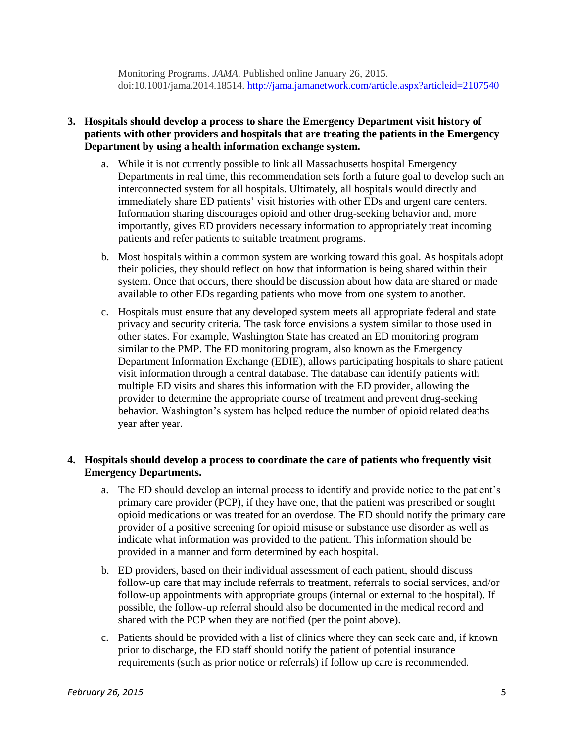Monitoring Programs. *JAMA.* Published online January 26, 2015. doi:10.1001/jama.2014.18514. http://jama.jamanetwork.com/article.aspx?articleid=2107540

3. **Hospitals should develop a process to share the Emergency Department visit history of patients with other providers and hospitals that are treating the patients in the Emergency Department by using a health information exchange system.**

   a. While it is not currently possible to link all Massachusetts hospital Emergency Departments in real time, this recommendation sets forth a future goal to develop such an interconnected system for all hospitals. Ultimately, all hospitals would directly and immediately share ED patients' visit histories with other EDs and urgent care centers. Information sharing discourages opioid and other drug-seeking behavior and, more importantly, gives ED providers necessary information to appropriately treat incoming patients and refer patients to suitable treatment programs.

   b. Most hospitals within a common system are working toward this goal. As hospitals adopt their policies, they should reflect on how that information is being shared within their system. Once that occurs, there should be discussion about how data are shared or made available to other EDs regarding patients who move from one system to another.

   c. Hospitals must ensure that any developed system meets all appropriate federal and state privacy and security criteria. The task force envisions a system similar to those used in other states. For example, Washington State has created an ED monitoring program similar to the PMP. The ED monitoring program, also known as the Emergency Department Information Exchange (EDIE), allows participating hospitals to share patient visit information through a central database. The database can identify patients with multiple ED visits and shares this information with the ED provider, allowing the provider to determine the appropriate course of treatment and prevent drug-seeking behavior. Washington's system has helped reduce the number of opioid related deaths year after year.

4. **Hospitals should develop a process to coordinate the care of patients who frequently visit Emergency Departments.**

   a. The ED should develop an internal process to identify and provide notice to the patient's primary care provider (PCP), if they have one, that the patient was prescribed or sought opioid medications or was treated for an overdose. The ED should notify the primary care provider of a positive screening for opioid misuse or substance use disorder as well as indicate what information was provided to the patient. This information should be provided in a manner and form determined by each hospital.

   b. ED providers, based on their individual assessment of each patient, should discuss follow-up care that may include referrals to treatment, referrals to social services, and/or follow-up appointments with appropriate groups (internal or external to the hospital). If possible, the follow-up referral should also be documented in the medical record and shared with the PCP when they are notified (per the point above).

   c. Patients should be provided with a list of clinics where they can seek care and, if known prior to discharge, the ED staff should notify the patient of potential insurance requirements (such as prior notice or referrals) if follow up care is recommended.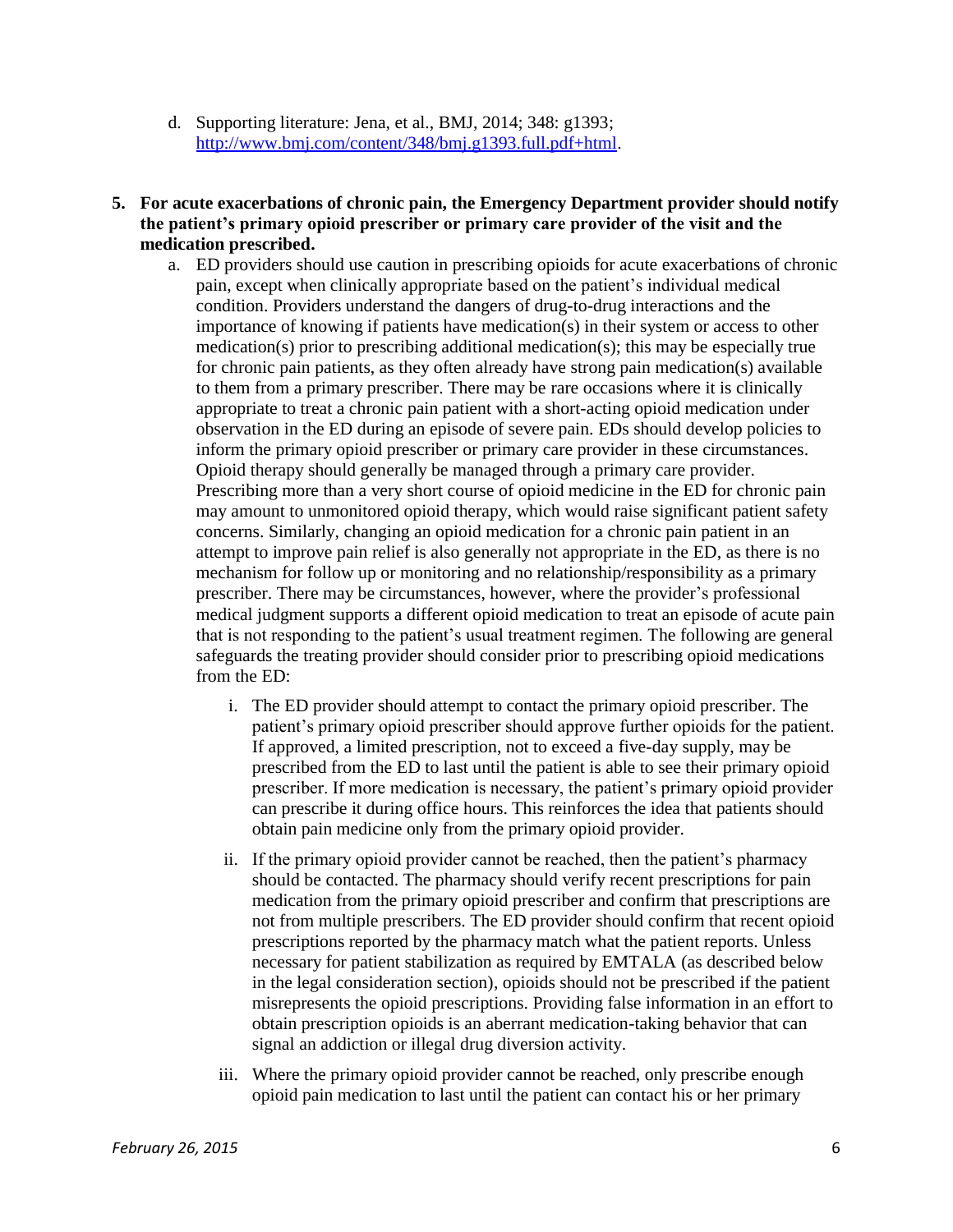d. Supporting literature: Jena, et al., BMJ, 2014; 348: g1393; http://www.bmj.com/content/348/bmj.g1393.full.pdf+html.

**5. For acute exacerbations of chronic pain, the Emergency Department provider should notify the patient's primary opioid prescriber or primary care provider of the visit and the medication prescribed.**

a. ED providers should use caution in prescribing opioids for acute exacerbations of chronic pain, except when clinically appropriate based on the patient's individual medical condition. Providers understand the dangers of drug-to-drug interactions and the importance of knowing if patients have medication(s) in their system or access to other medication(s) prior to prescribing additional medication(s); this may be especially true for chronic pain patients, as they often already have strong pain medication(s) available to them from a primary prescriber. There may be rare occasions where it is clinically appropriate to treat a chronic pain patient with a short-acting opioid medication under observation in the ED during an episode of severe pain. EDs should develop policies to inform the primary opioid prescriber or primary care provider in these circumstances. Opioid therapy should generally be managed through a primary care provider. Prescribing more than a very short course of opioid medicine in the ED for chronic pain may amount to unmonitored opioid therapy, which would raise significant patient safety concerns. Similarly, changing an opioid medication for a chronic pain patient in an attempt to improve pain relief is also generally not appropriate in the ED, as there is no mechanism for follow up or monitoring and no relationship/responsibility as a primary prescriber. There may be circumstances, however, where the provider's professional medical judgment supports a different opioid medication to treat an episode of acute pain that is not responding to the patient's usual treatment regimen. The following are general safeguards the treating provider should consider prior to prescribing opioid medications from the ED:

   i. The ED provider should attempt to contact the primary opioid prescriber. The patient's primary opioid prescriber should approve further opioids for the patient. If approved, a limited prescription, not to exceed a five-day supply, may be prescribed from the ED to last until the patient is able to see their primary opioid prescriber. If more medication is necessary, the patient's primary opioid provider can prescribe it during office hours. This reinforces the idea that patients should obtain pain medicine only from the primary opioid provider.

   ii. If the primary opioid provider cannot be reached, then the patient's pharmacy should be contacted. The pharmacy should verify recent prescriptions for pain medication from the primary opioid prescriber and confirm that prescriptions are not from multiple prescribers. The ED provider should confirm that recent opioid prescriptions reported by the pharmacy match what the patient reports. Unless necessary for patient stabilization as required by EMTALA (as described below in the legal consideration section), opioids should not be prescribed if the patient misrepresents the opioid prescriptions. Providing false information in an effort to obtain prescription opioids is an aberrant medication-taking behavior that can signal an addiction or illegal drug diversion activity.

   iii. Where the primary opioid provider cannot be reached, only prescribe enough opioid pain medication to last until the patient can contact his or her primary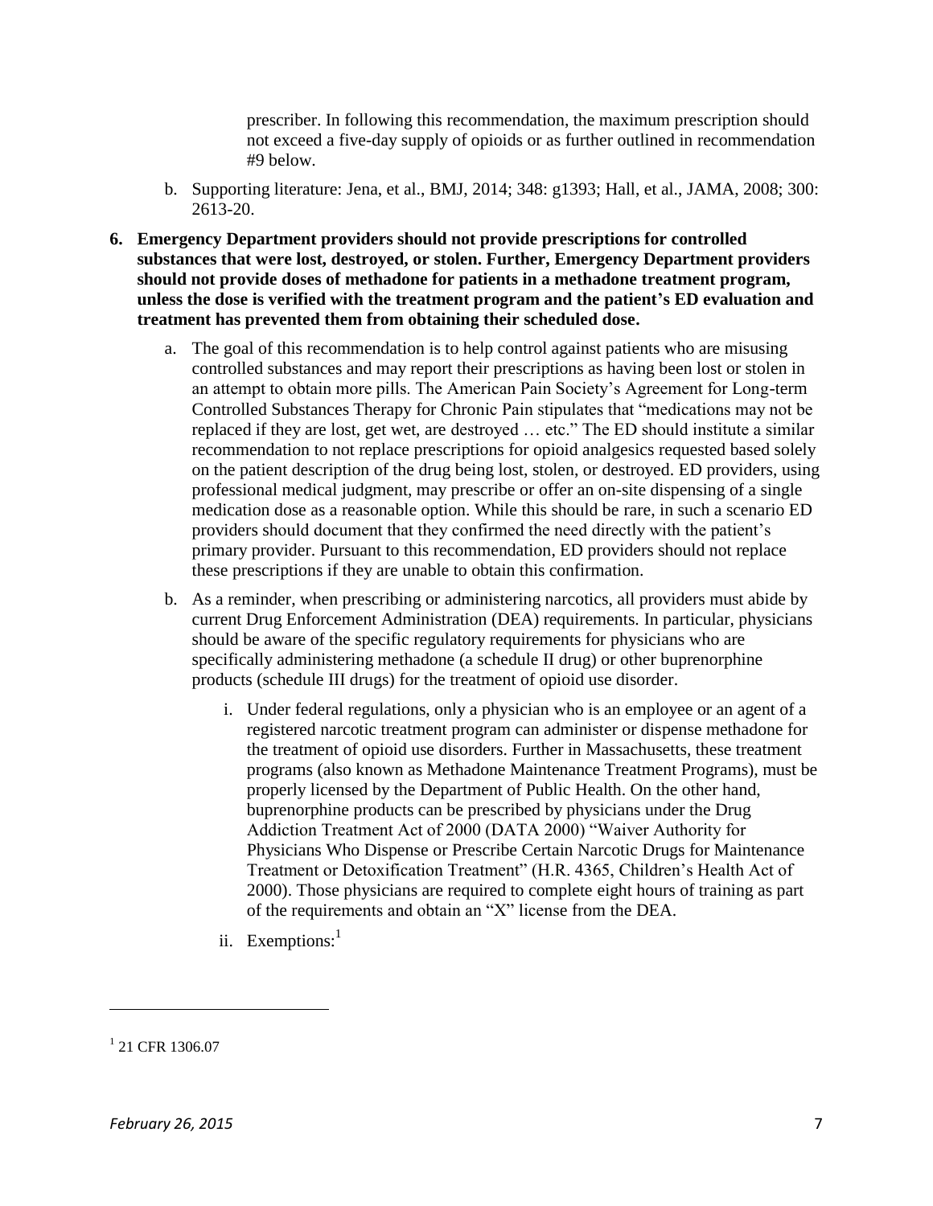prescriber. In following this recommendation, the maximum prescription should not exceed a five-day supply of opioids or as further outlined in recommendation #9 below.

b. Supporting literature: Jena, et al., BMJ, 2014; 348: g1393; Hall, et al., JAMA, 2008; 300: 2613-20.

**6. Emergency Department providers should not provide prescriptions for controlled substances that were lost, destroyed, or stolen. Further, Emergency Department providers should not provide doses of methadone for patients in a methadone treatment program, unless the dose is verified with the treatment program and the patient's ED evaluation and treatment has prevented them from obtaining their scheduled dose.**

a. The goal of this recommendation is to help control against patients who are misusing controlled substances and may report their prescriptions as having been lost or stolen in an attempt to obtain more pills. The American Pain Society's Agreement for Long-term Controlled Substances Therapy for Chronic Pain stipulates that "medications may not be replaced if they are lost, get wet, are destroyed … etc." The ED should institute a similar recommendation to not replace prescriptions for opioid analgesics requested based solely on the patient description of the drug being lost, stolen, or destroyed. ED providers, using professional medical judgment, may prescribe or offer an on-site dispensing of a single medication dose as a reasonable option. While this should be rare, in such a scenario ED providers should document that they confirmed the need directly with the patient's primary provider. Pursuant to this recommendation, ED providers should not replace these prescriptions if they are unable to obtain this confirmation.

b. As a reminder, when prescribing or administering narcotics, all providers must abide by current Drug Enforcement Administration (DEA) requirements. In particular, physicians should be aware of the specific regulatory requirements for physicians who are specifically administering methadone (a schedule II drug) or other buprenorphine products (schedule III drugs) for the treatment of opioid use disorder.

   i. Under federal regulations, only a physician who is an employee or an agent of a registered narcotic treatment program can administer or dispense methadone for the treatment of opioid use disorders. Further in Massachusetts, these treatment programs (also known as Methadone Maintenance Treatment Programs), must be properly licensed by the Department of Public Health. On the other hand, buprenorphine products can be prescribed by physicians under the Drug Addiction Treatment Act of 2000 (DATA 2000) "Waiver Authority for Physicians Who Dispense or Prescribe Certain Narcotic Drugs for Maintenance Treatment or Detoxification Treatment" (H.R. 4365, Children's Health Act of 2000). Those physicians are required to complete eight hours of training as part of the requirements and obtain an "X" license from the DEA.

   ii. Exemptions:[1]

[1] 21 CFR 1306.07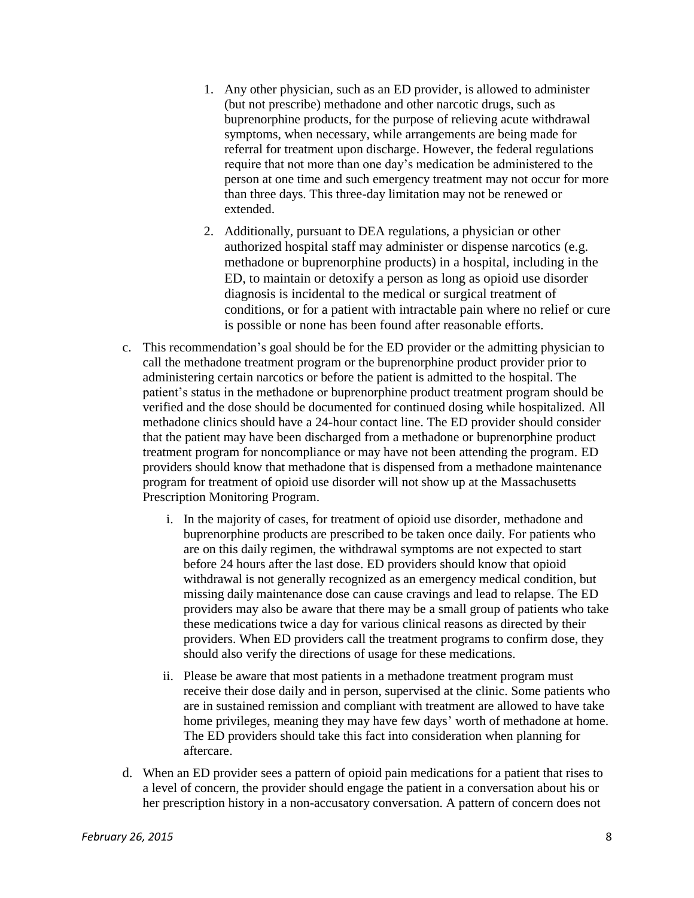1. Any other physician, such as an ED provider, is allowed to administer (but not prescribe) methadone and other narcotic drugs, such as buprenorphine products, for the purpose of relieving acute withdrawal symptoms, when necessary, while arrangements are being made for referral for treatment upon discharge. However, the federal regulations require that not more than one day's medication be administered to the person at one time and such emergency treatment may not occur for more than three days. This three-day limitation may not be renewed or extended.
2. Additionally, pursuant to DEA regulations, a physician or other authorized hospital staff may administer or dispense narcotics (e.g. methadone or buprenorphine products) in a hospital, including in the ED, to maintain or detoxify a person as long as opioid use disorder diagnosis is incidental to the medical or surgical treatment of conditions, or for a patient with intractable pain where no relief or cure is possible or none has been found after reasonable efforts.

c. This recommendation's goal should be for the ED provider or the admitting physician to call the methadone treatment program or the buprenorphine product provider prior to administering certain narcotics or before the patient is admitted to the hospital. The patient's status in the methadone or buprenorphine product treatment program should be verified and the dose should be documented for continued dosing while hospitalized. All methadone clinics should have a 24-hour contact line. The ED provider should consider that the patient may have been discharged from a methadone or buprenorphine product treatment program for noncompliance or may have not been attending the program. ED providers should know that methadone that is dispensed from a methadone maintenance program for treatment of opioid use disorder will not show up at the Massachusetts Prescription Monitoring Program.

   i. In the majority of cases, for treatment of opioid use disorder, methadone and buprenorphine products are prescribed to be taken once daily. For patients who are on this daily regimen, the withdrawal symptoms are not expected to start before 24 hours after the last dose. ED providers should know that opioid withdrawal is not generally recognized as an emergency medical condition, but missing daily maintenance dose can cause cravings and lead to relapse. The ED providers may also be aware that there may be a small group of patients who take these medications twice a day for various clinical reasons as directed by their providers. When ED providers call the treatment programs to confirm dose, they should also verify the directions of usage for these medications.

   ii. Please be aware that most patients in a methadone treatment program must receive their dose daily and in person, supervised at the clinic. Some patients who are in sustained remission and compliant with treatment are allowed to have take home privileges, meaning they may have few days' worth of methadone at home. The ED providers should take this fact into consideration when planning for aftercare.

d. When an ED provider sees a pattern of opioid pain medications for a patient that rises to a level of concern, the provider should engage the patient in a conversation about his or her prescription history in a non-accusatory conversation. A pattern of concern does not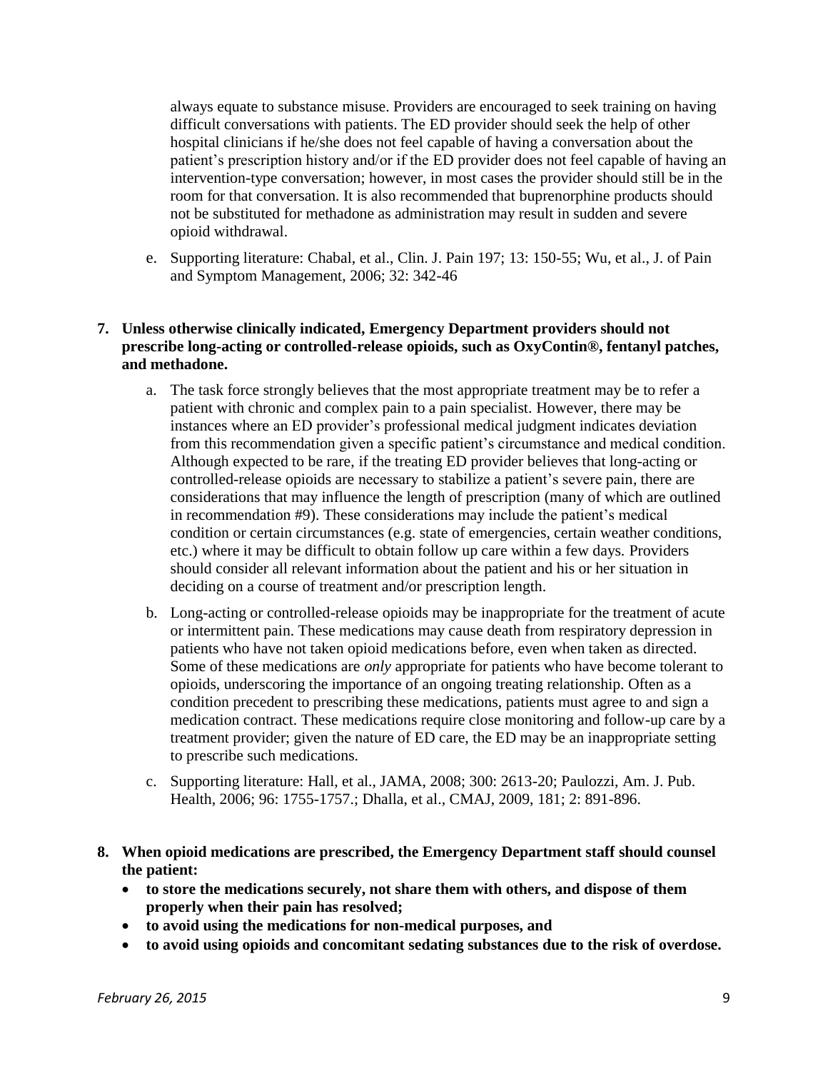always equate to substance misuse. Providers are encouraged to seek training on having difficult conversations with patients. The ED provider should seek the help of other hospital clinicians if he/she does not feel capable of having a conversation about the patient's prescription history and/or if the ED provider does not feel capable of having an intervention-type conversation; however, in most cases the provider should still be in the room for that conversation. It is also recommended that buprenorphine products should not be substituted for methadone as administration may result in sudden and severe opioid withdrawal.

e. Supporting literature: Chabal, et al., Clin. J. Pain 197; 13: 150-55; Wu, et al., J. of Pain and Symptom Management, 2006; 32: 342-46

**7. Unless otherwise clinically indicated, Emergency Department providers should not prescribe long-acting or controlled-release opioids, such as OxyContin®, fentanyl patches, and methadone.**

a. The task force strongly believes that the most appropriate treatment may be to refer a patient with chronic and complex pain to a pain specialist. However, there may be instances where an ED provider's professional medical judgment indicates deviation from this recommendation given a specific patient's circumstance and medical condition. Although expected to be rare, if the treating ED provider believes that long-acting or controlled-release opioids are necessary to stabilize a patient's severe pain, there are considerations that may influence the length of prescription (many of which are outlined in recommendation #9). These considerations may include the patient's medical condition or certain circumstances (e.g. state of emergencies, certain weather conditions, etc.) where it may be difficult to obtain follow up care within a few days. Providers should consider all relevant information about the patient and his or her situation in deciding on a course of treatment and/or prescription length.

b. Long-acting or controlled-release opioids may be inappropriate for the treatment of acute or intermittent pain. These medications may cause death from respiratory depression in patients who have not taken opioid medications before, even when taken as directed. Some of these medications are *only* appropriate for patients who have become tolerant to opioids, underscoring the importance of an ongoing treating relationship. Often as a condition precedent to prescribing these medications, patients must agree to and sign a medication contract. These medications require close monitoring and follow-up care by a treatment provider; given the nature of ED care, the ED may be an inappropriate setting to prescribe such medications.

c. Supporting literature: Hall, et al., JAMA, 2008; 300: 2613-20; Paulozzi, Am. J. Pub. Health, 2006; 96: 1755-1757.; Dhalla, et al., CMAJ, 2009, 181; 2: 891-896.

**8. When opioid medications are prescribed, the Emergency Department staff should counsel the patient:**

- **to store the medications securely, not share them with others, and dispose of them properly when their pain has resolved;**
- **to avoid using the medications for non-medical purposes, and**
- **to avoid using opioids and concomitant sedating substances due to the risk of overdose.**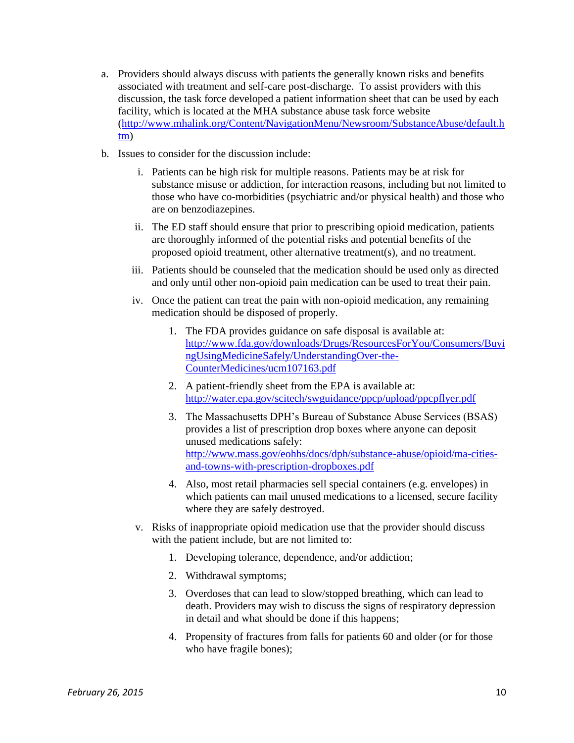a. Providers should always discuss with patients the generally known risks and benefits associated with treatment and self-care post-discharge. To assist providers with this discussion, the task force developed a patient information sheet that can be used by each facility, which is located at the MHA substance abuse task force website (http://www.mhalink.org/Content/NavigationMenu/Newsroom/SubstanceAbuse/default.htm)

b. Issues to consider for the discussion include:

   i. Patients can be high risk for multiple reasons. Patients may be at risk for substance misuse or addiction, for interaction reasons, including but not limited to those who have co-morbidities (psychiatric and/or physical health) and those who are on benzodiazepines.

   ii. The ED staff should ensure that prior to prescribing opioid medication, patients are thoroughly informed of the potential risks and potential benefits of the proposed opioid treatment, other alternative treatment(s), and no treatment.

   iii. Patients should be counseled that the medication should be used only as directed and only until other non-opioid pain medication can be used to treat their pain.

   iv. Once the patient can treat the pain with non-opioid medication, any remaining medication should be disposed of properly.

      1. The FDA provides guidance on safe disposal is available at: http://www.fda.gov/downloads/Drugs/ResourcesForYou/Consumers/BuyingUsingMedicineSafely/UnderstandingOver-the-CounterMedicines/ucm107163.pdf

      2. A patient-friendly sheet from the EPA is available at: http://water.epa.gov/scitech/swguidance/ppcp/upload/ppcpflyer.pdf

      3. The Massachusetts DPH's Bureau of Substance Abuse Services (BSAS) provides a list of prescription drop boxes where anyone can deposit unused medications safely: http://www.mass.gov/eohhs/docs/dph/substance-abuse/opioid/ma-cities-and-towns-with-prescription-dropboxes.pdf

      4. Also, most retail pharmacies sell special containers (e.g. envelopes) in which patients can mail unused medications to a licensed, secure facility where they are safely destroyed.

   v. Risks of inappropriate opioid medication use that the provider should discuss with the patient include, but are not limited to:

      1. Developing tolerance, dependence, and/or addiction;

      2. Withdrawal symptoms;

      3. Overdoses that can lead to slow/stopped breathing, which can lead to death. Providers may wish to discuss the signs of respiratory depression in detail and what should be done if this happens;

      4. Propensity of fractures from falls for patients 60 and older (or for those who have fragile bones);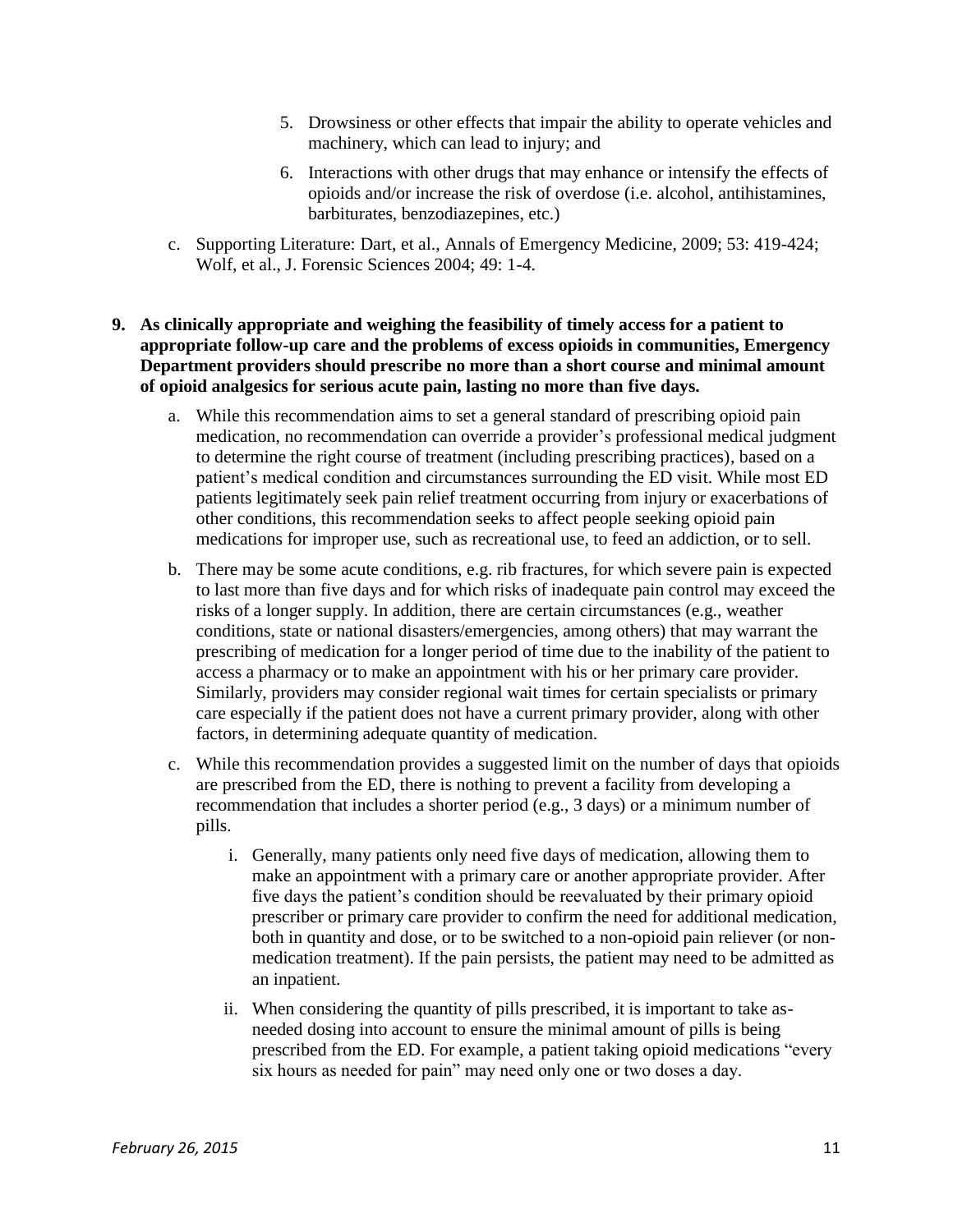5. Drowsiness or other effects that impair the ability to operate vehicles and machinery, which can lead to injury; and
6. Interactions with other drugs that may enhance or intensify the effects of opioids and/or increase the risk of overdose (i.e. alcohol, antihistamines, barbiturates, benzodiazepines, etc.)

c. Supporting Literature: Dart, et al., Annals of Emergency Medicine, 2009; 53: 419-424; Wolf, et al., J. Forensic Sciences 2004; 49: 1-4.

**9. As clinically appropriate and weighing the feasibility of timely access for a patient to appropriate follow-up care and the problems of excess opioids in communities, Emergency Department providers should prescribe no more than a short course and minimal amount of opioid analgesics for serious acute pain, lasting no more than five days.**

a. While this recommendation aims to set a general standard of prescribing opioid pain medication, no recommendation can override a provider's professional medical judgment to determine the right course of treatment (including prescribing practices), based on a patient's medical condition and circumstances surrounding the ED visit. While most ED patients legitimately seek pain relief treatment occurring from injury or exacerbations of other conditions, this recommendation seeks to affect people seeking opioid pain medications for improper use, such as recreational use, to feed an addiction, or to sell.

b. There may be some acute conditions, e.g. rib fractures, for which severe pain is expected to last more than five days and for which risks of inadequate pain control may exceed the risks of a longer supply. In addition, there are certain circumstances (e.g., weather conditions, state or national disasters/emergencies, among others) that may warrant the prescribing of medication for a longer period of time due to the inability of the patient to access a pharmacy or to make an appointment with his or her primary care provider. Similarly, providers may consider regional wait times for certain specialists or primary care especially if the patient does not have a current primary provider, along with other factors, in determining adequate quantity of medication.

c. While this recommendation provides a suggested limit on the number of days that opioids are prescribed from the ED, there is nothing to prevent a facility from developing a recommendation that includes a shorter period (e.g., 3 days) or a minimum number of pills.

   i. Generally, many patients only need five days of medication, allowing them to make an appointment with a primary care or another appropriate provider. After five days the patient's condition should be reevaluated by their primary opioid prescriber or primary care provider to confirm the need for additional medication, both in quantity and dose, or to be switched to a non-opioid pain reliever (or non-medication treatment). If the pain persists, the patient may need to be admitted as an inpatient.

   ii. When considering the quantity of pills prescribed, it is important to take as-needed dosing into account to ensure the minimal amount of pills is being prescribed from the ED. For example, a patient taking opioid medications "every six hours as needed for pain" may need only one or two doses a day.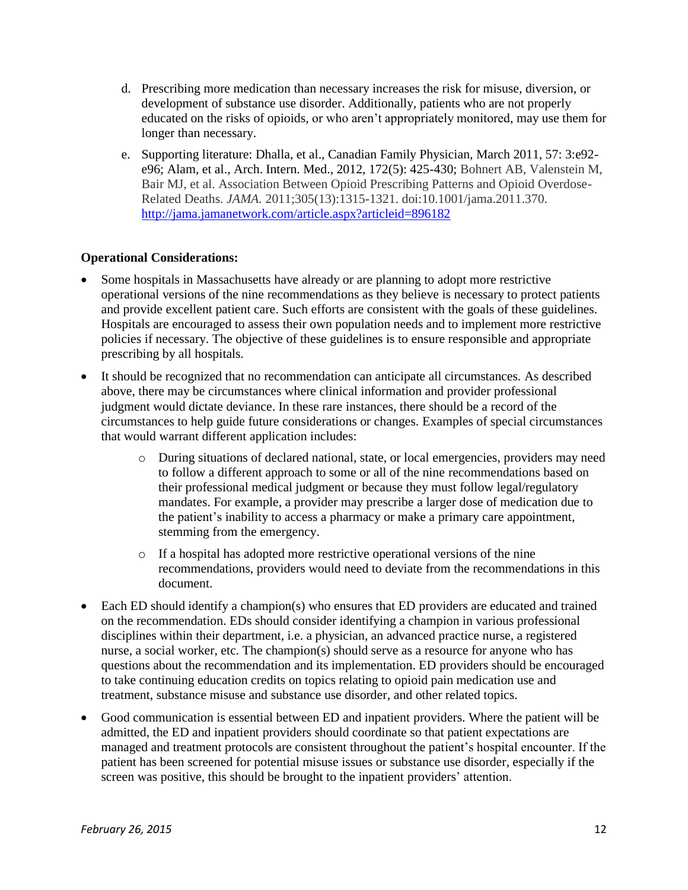d. Prescribing more medication than necessary increases the risk for misuse, diversion, or development of substance use disorder. Additionally, patients who are not properly educated on the risks of opioids, or who aren't appropriately monitored, may use them for longer than necessary.

e. Supporting literature: Dhalla, et al., Canadian Family Physician, March 2011, 57: 3:e92-e96; Alam, et al., Arch. Intern. Med., 2012, 172(5): 425-430; Bohnert AB, Valenstein M, Bair MJ, et al. Association Between Opioid Prescribing Patterns and Opioid Overdose-Related Deaths. *JAMA.* 2011;305(13):1315-1321. doi:10.1001/jama.2011.370. http://jama.jamanetwork.com/article.aspx?articleid=896182

**Operational Considerations:**

- Some hospitals in Massachusetts have already or are planning to adopt more restrictive operational versions of the nine recommendations as they believe is necessary to protect patients and provide excellent patient care. Such efforts are consistent with the goals of these guidelines. Hospitals are encouraged to assess their own population needs and to implement more restrictive policies if necessary. The objective of these guidelines is to ensure responsible and appropriate prescribing by all hospitals.

- It should be recognized that no recommendation can anticipate all circumstances. As described above, there may be circumstances where clinical information and provider professional judgment would dictate deviance. In these rare instances, there should be a record of the circumstances to help guide future considerations or changes. Examples of special circumstances that would warrant different application includes:
  - During situations of declared national, state, or local emergencies, providers may need to follow a different approach to some or all of the nine recommendations based on their professional medical judgment or because they must follow legal/regulatory mandates. For example, a provider may prescribe a larger dose of medication due to the patient's inability to access a pharmacy or make a primary care appointment, stemming from the emergency.
  - If a hospital has adopted more restrictive operational versions of the nine recommendations, providers would need to deviate from the recommendations in this document.

- Each ED should identify a champion(s) who ensures that ED providers are educated and trained on the recommendation. EDs should consider identifying a champion in various professional disciplines within their department, i.e. a physician, an advanced practice nurse, a registered nurse, a social worker, etc. The champion(s) should serve as a resource for anyone who has questions about the recommendation and its implementation. ED providers should be encouraged to take continuing education credits on topics relating to opioid pain medication use and treatment, substance misuse and substance use disorder, and other related topics.

- Good communication is essential between ED and inpatient providers. Where the patient will be admitted, the ED and inpatient providers should coordinate so that patient expectations are managed and treatment protocols are consistent throughout the patient's hospital encounter. If the patient has been screened for potential misuse issues or substance use disorder, especially if the screen was positive, this should be brought to the inpatient providers' attention.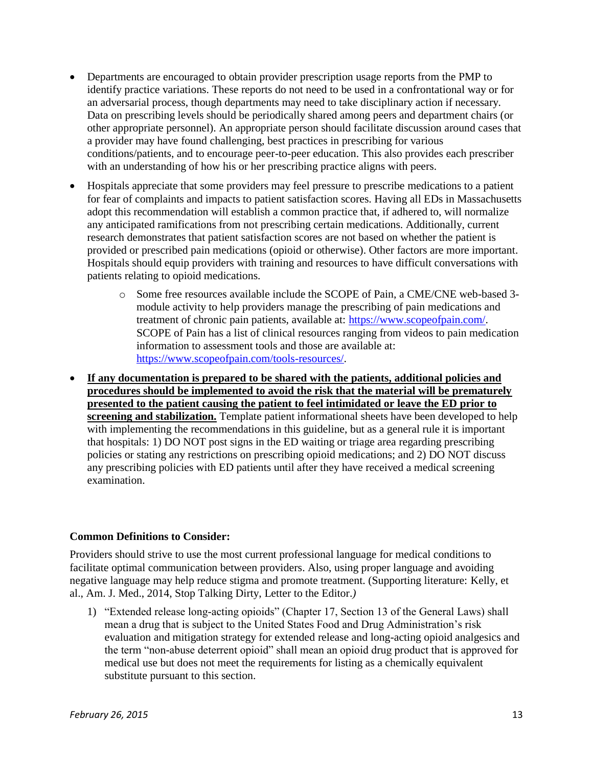- Departments are encouraged to obtain provider prescription usage reports from the PMP to identify practice variations. These reports do not need to be used in a confrontational way or for an adversarial process, though departments may need to take disciplinary action if necessary. Data on prescribing levels should be periodically shared among peers and department chairs (or other appropriate personnel). An appropriate person should facilitate discussion around cases that a provider may have found challenging, best practices in prescribing for various conditions/patients, and to encourage peer-to-peer education. This also provides each prescriber with an understanding of how his or her prescribing practice aligns with peers.

- Hospitals appreciate that some providers may feel pressure to prescribe medications to a patient for fear of complaints and impacts to patient satisfaction scores. Having all EDs in Massachusetts adopt this recommendation will establish a common practice that, if adhered to, will normalize any anticipated ramifications from not prescribing certain medications. Additionally, current research demonstrates that patient satisfaction scores are not based on whether the patient is provided or prescribed pain medications (opioid or otherwise). Other factors are more important. Hospitals should equip providers with training and resources to have difficult conversations with patients relating to opioid medications.
    - Some free resources available include the SCOPE of Pain, a CME/CNE web-based 3-module activity to help providers manage the prescribing of pain medications and treatment of chronic pain patients, available at: https://www.scopeofpain.com/. SCOPE of Pain has a list of clinical resources ranging from videos to pain medication information to assessment tools and those are available at: https://www.scopeofpain.com/tools-resources/.

- **If any documentation is prepared to be shared with the patients, additional policies and procedures should be implemented to avoid the risk that the material will be prematurely presented to the patient causing the patient to feel intimidated or leave the ED prior to screening and stabilization.** Template patient informational sheets have been developed to help with implementing the recommendations in this guideline, but as a general rule it is important that hospitals: 1) DO NOT post signs in the ED waiting or triage area regarding prescribing policies or stating any restrictions on prescribing opioid medications; and 2) DO NOT discuss any prescribing policies with ED patients until after they have received a medical screening examination.

**Common Definitions to Consider:**

Providers should strive to use the most current professional language for medical conditions to facilitate optimal communication between providers. Also, using proper language and avoiding negative language may help reduce stigma and promote treatment. (Supporting literature: Kelly, et al., Am. J. Med., 2014, Stop Talking Dirty, Letter to the Editor.*)*

1) "Extended release long-acting opioids" (Chapter 17, Section 13 of the General Laws) shall mean a drug that is subject to the United States Food and Drug Administration's risk evaluation and mitigation strategy for extended release and long-acting opioid analgesics and the term "non-abuse deterrent opioid" shall mean an opioid drug product that is approved for medical use but does not meet the requirements for listing as a chemically equivalent substitute pursuant to this section.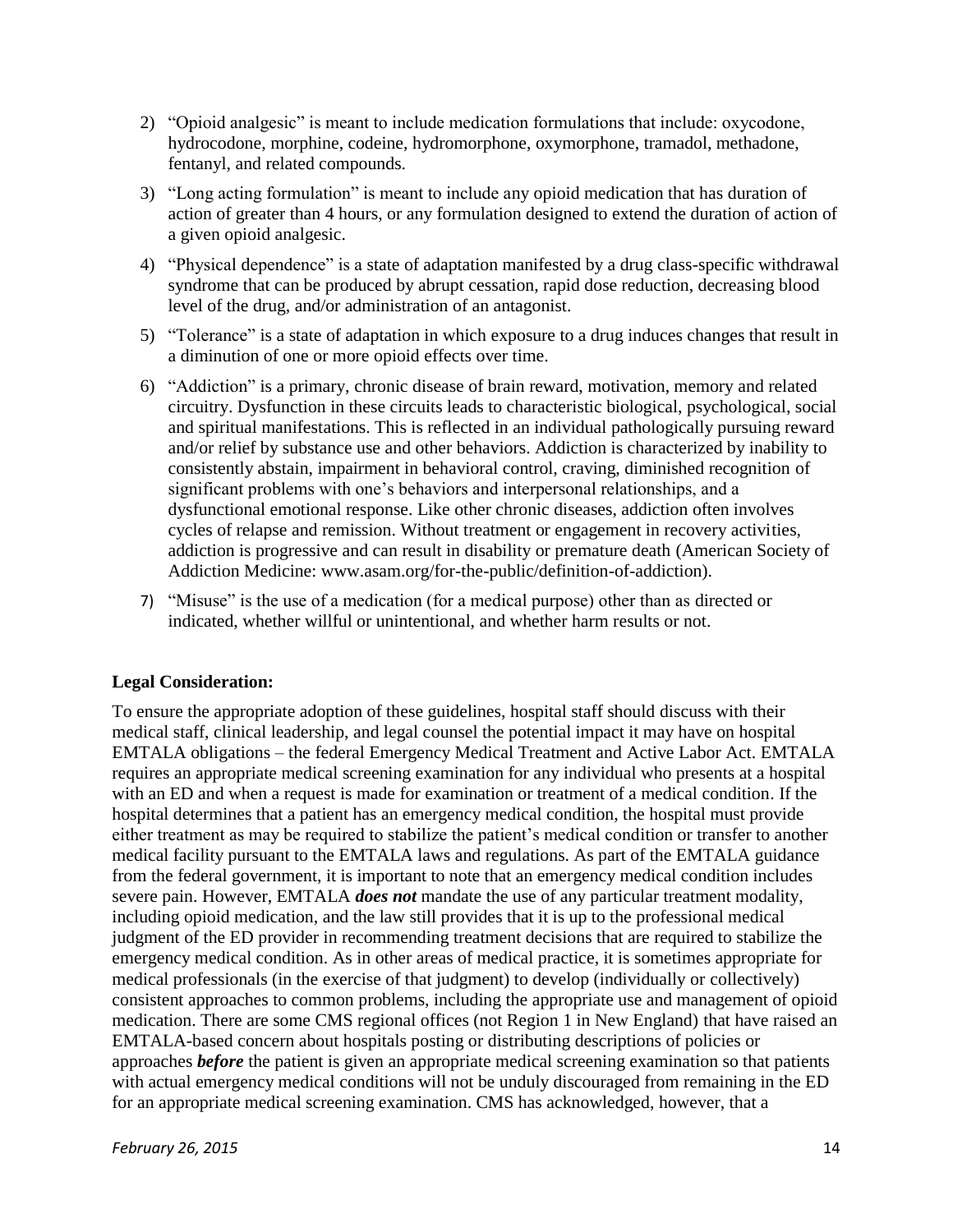2) “Opioid analgesic” is meant to include medication formulations that include: oxycodone, hydrocodone, morphine, codeine, hydromorphone, oxymorphone, tramadol, methadone, fentanyl, and related compounds.
3) “Long acting formulation” is meant to include any opioid medication that has duration of action of greater than 4 hours, or any formulation designed to extend the duration of action of a given opioid analgesic.
4) “Physical dependence” is a state of adaptation manifested by a drug class-specific withdrawal syndrome that can be produced by abrupt cessation, rapid dose reduction, decreasing blood level of the drug, and/or administration of an antagonist.
5) “Tolerance” is a state of adaptation in which exposure to a drug induces changes that result in a diminution of one or more opioid effects over time.
6) “Addiction” is a primary, chronic disease of brain reward, motivation, memory and related circuitry. Dysfunction in these circuits leads to characteristic biological, psychological, social and spiritual manifestations. This is reflected in an individual pathologically pursuing reward and/or relief by substance use and other behaviors. Addiction is characterized by inability to consistently abstain, impairment in behavioral control, craving, diminished recognition of significant problems with one’s behaviors and interpersonal relationships, and a dysfunctional emotional response. Like other chronic diseases, addiction often involves cycles of relapse and remission. Without treatment or engagement in recovery activities, addiction is progressive and can result in disability or premature death (American Society of Addiction Medicine: www.asam.org/for-the-public/definition-of-addiction).
7) “Misuse” is the use of a medication (for a medical purpose) other than as directed or indicated, whether willful or unintentional, and whether harm results or not.

**Legal Consideration:**

To ensure the appropriate adoption of these guidelines, hospital staff should discuss with their medical staff, clinical leadership, and legal counsel the potential impact it may have on hospital EMTALA obligations – the federal Emergency Medical Treatment and Active Labor Act. EMTALA requires an appropriate medical screening examination for any individual who presents at a hospital with an ED and when a request is made for examination or treatment of a medical condition. If the hospital determines that a patient has an emergency medical condition, the hospital must provide either treatment as may be required to stabilize the patient’s medical condition or transfer to another medical facility pursuant to the EMTALA laws and regulations. As part of the EMTALA guidance from the federal government, it is important to note that an emergency medical condition includes severe pain. However, EMTALA ***does not*** mandate the use of any particular treatment modality, including opioid medication, and the law still provides that it is up to the professional medical judgment of the ED provider in recommending treatment decisions that are required to stabilize the emergency medical condition. As in other areas of medical practice, it is sometimes appropriate for medical professionals (in the exercise of that judgment) to develop (individually or collectively) consistent approaches to common problems, including the appropriate use and management of opioid medication. There are some CMS regional offices (not Region 1 in New England) that have raised an EMTALA-based concern about hospitals posting or distributing descriptions of policies or approaches ***before*** the patient is given an appropriate medical screening examination so that patients with actual emergency medical conditions will not be unduly discouraged from remaining in the ED for an appropriate medical screening examination. CMS has acknowledged, however, that a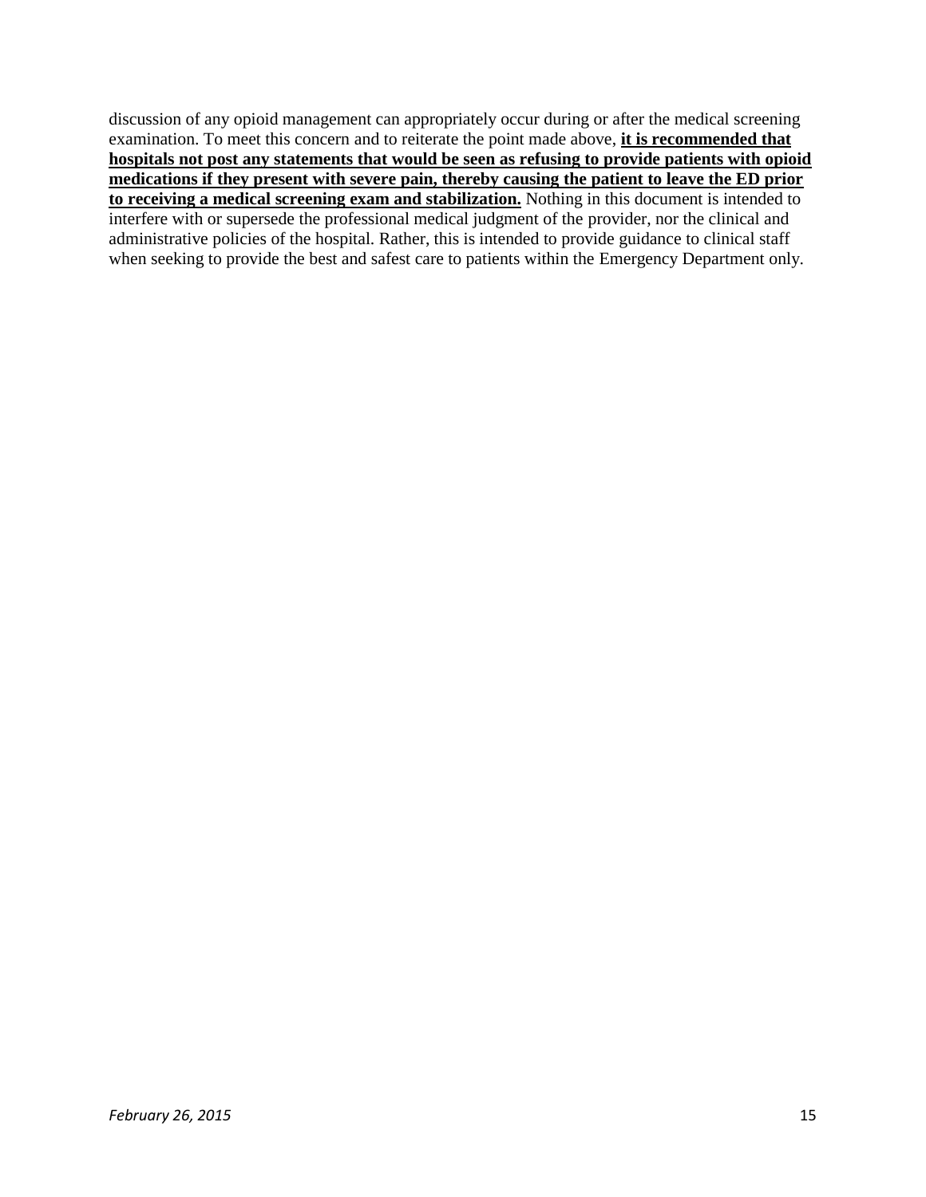discussion of any opioid management can appropriately occur during or after the medical screening examination. To meet this concern and to reiterate the point made above, **it is recommended that hospitals not post any statements that would be seen as refusing to provide patients with opioid medications if they present with severe pain, thereby causing the patient to leave the ED prior to receiving a medical screening exam and stabilization.** Nothing in this document is intended to interfere with or supersede the professional medical judgment of the provider, nor the clinical and administrative policies of the hospital. Rather, this is intended to provide guidance to clinical staff when seeking to provide the best and safest care to patients within the Emergency Department only.